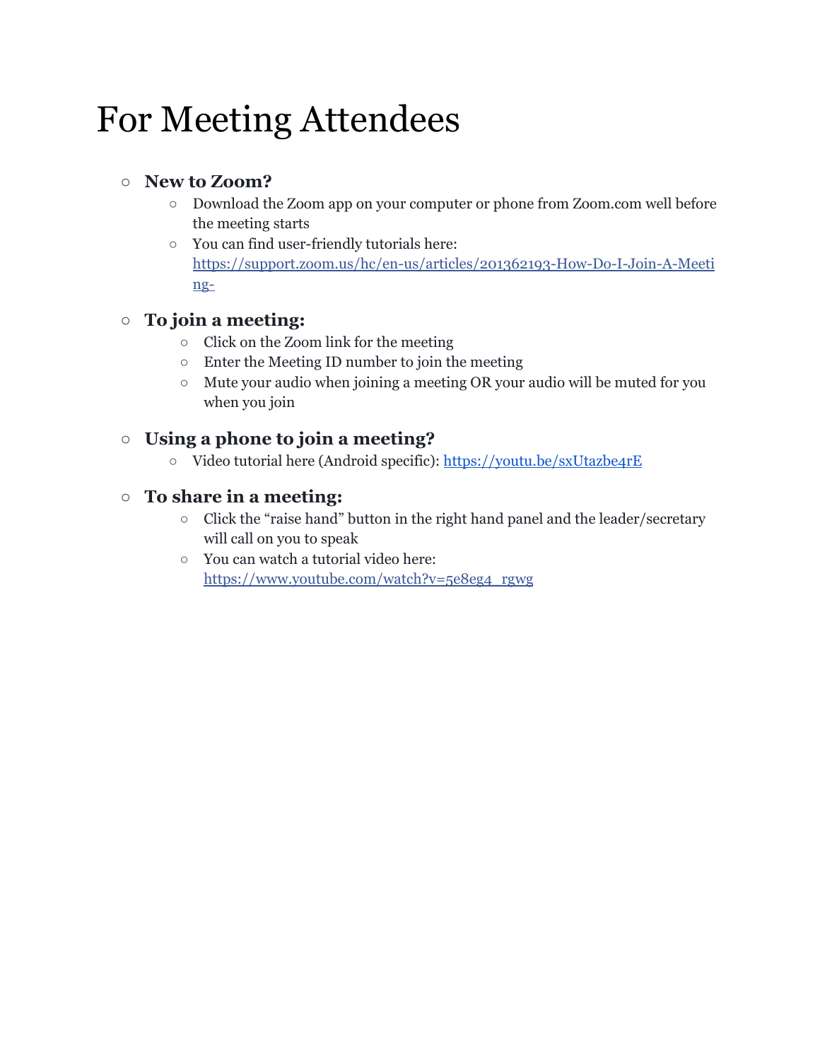# For Meeting Attendees

- **New to Zoom?**
  - Download the Zoom app on your computer or phone from Zoom.com well before the meeting starts
  - You can find user-friendly tutorials here: https://support.zoom.us/hc/en-us/articles/201362193-How-Do-I-Join-A-Meeting-

- **To join a meeting:**
  - Click on the Zoom link for the meeting
  - Enter the Meeting ID number to join the meeting
  - Mute your audio when joining a meeting OR your audio will be muted for you when you join

- **Using a phone to join a meeting?**
  - Video tutorial here (Android specific): https://youtu.be/sxUtazbe4rE

- **To share in a meeting:**
  - Click the "raise hand" button in the right hand panel and the leader/secretary will call on you to speak
  - You can watch a tutorial video here: https://www.youtube.com/watch?v=5e8eg4_rgwg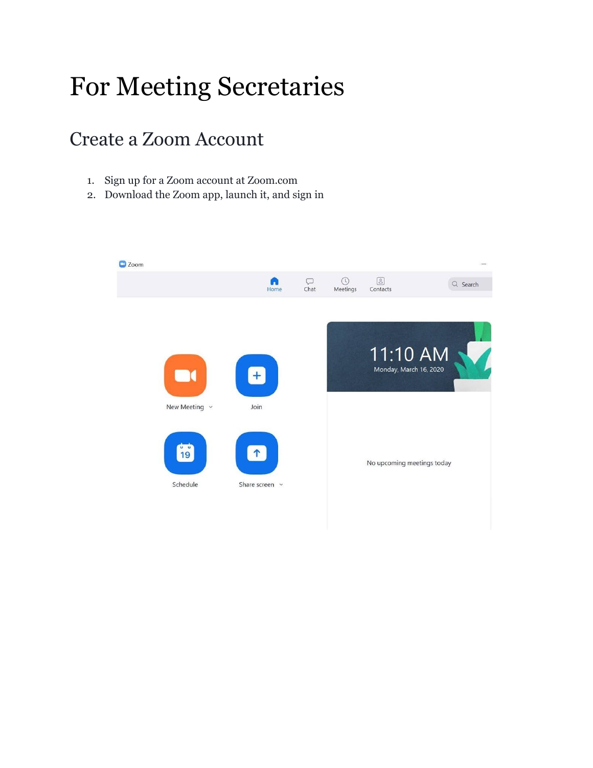# For Meeting Secretaries

## Create a Zoom Account

1. Sign up for a Zoom account at Zoom.com
2. Download the Zoom app, launch it, and sign in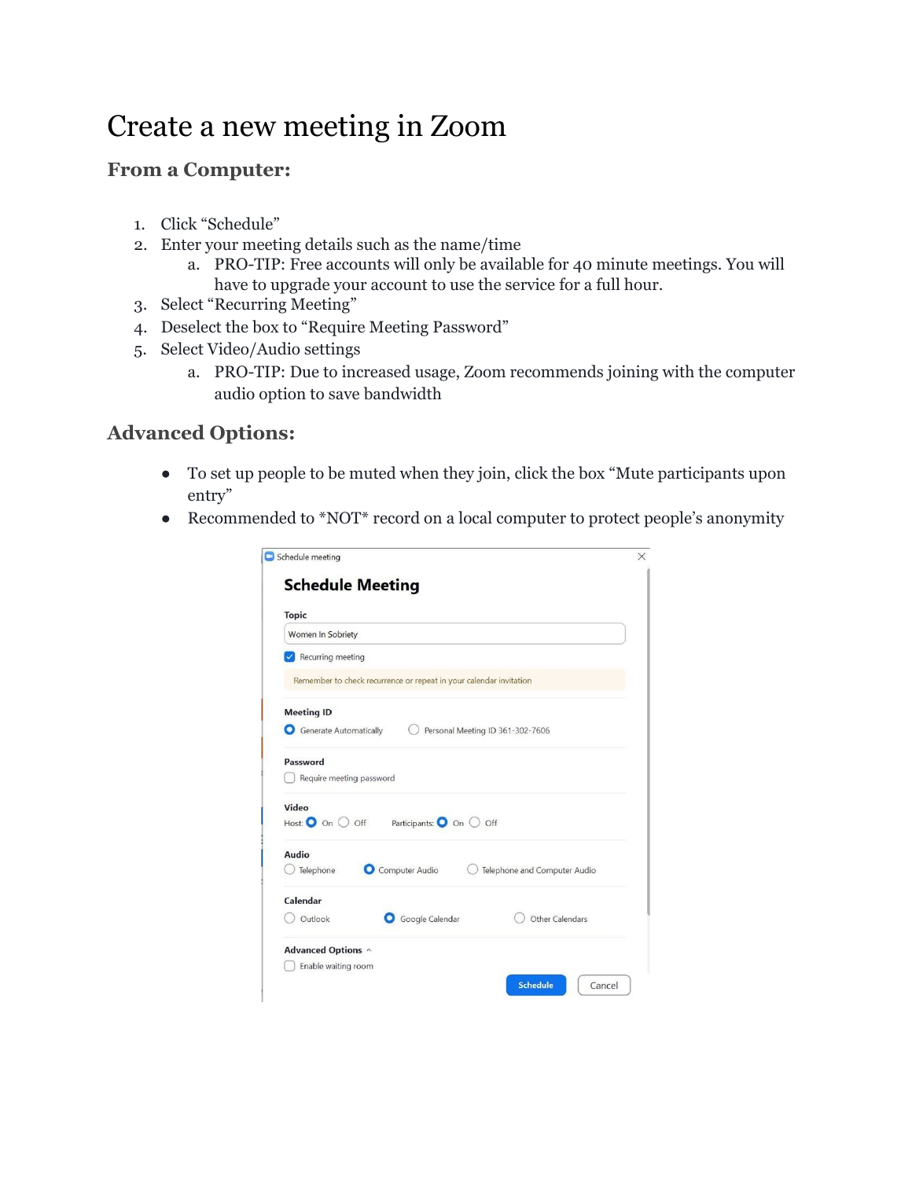# Create a new meeting in Zoom

## From a Computer:

1. Click "Schedule"
2. Enter your meeting details such as the name/time
   a. PRO-TIP: Free accounts will only be available for 40 minute meetings. You will have to upgrade your account to use the service for a full hour.
3. Select "Recurring Meeting"
4. Deselect the box to "Require Meeting Password"
5. Select Video/Audio settings
   a. PRO-TIP: Due to increased usage, Zoom recommends joining with the computer audio option to save bandwidth

## Advanced Options:

- To set up people to be muted when they join, click the box "Mute participants upon entry"
- Recommended to *NOT* record on a local computer to protect people's anonymity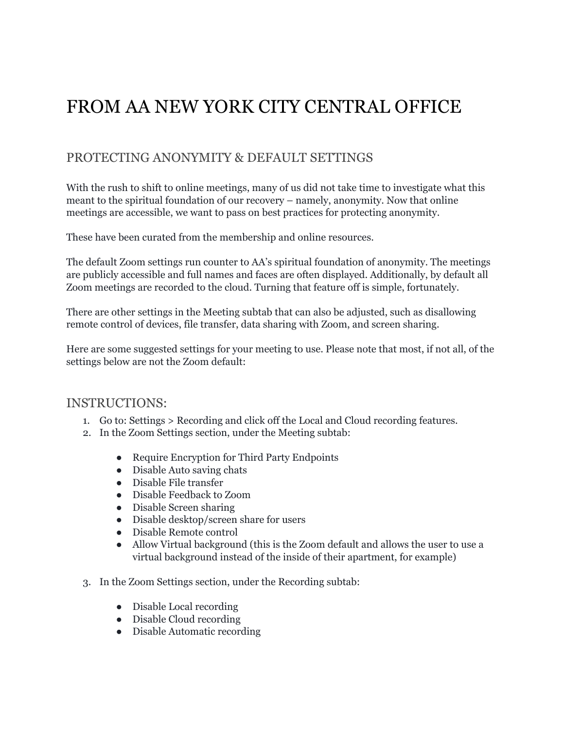# FROM AA NEW YORK CITY CENTRAL OFFICE

## PROTECTING ANONYMITY & DEFAULT SETTINGS

With the rush to shift to online meetings, many of us did not take time to investigate what this meant to the spiritual foundation of our recovery – namely, anonymity. Now that online meetings are accessible, we want to pass on best practices for protecting anonymity.

These have been curated from the membership and online resources.

The default Zoom settings run counter to AA's spiritual foundation of anonymity. The meetings are publicly accessible and full names and faces are often displayed. Additionally, by default all Zoom meetings are recorded to the cloud. Turning that feature off is simple, fortunately.

There are other settings in the Meeting subtab that can also be adjusted, such as disallowing remote control of devices, file transfer, data sharing with Zoom, and screen sharing.

Here are some suggested settings for your meeting to use. Please note that most, if not all, of the settings below are not the Zoom default:

## INSTRUCTIONS:

1. Go to: Settings > Recording and click off the Local and Cloud recording features.
2. In the Zoom Settings section, under the Meeting subtab:
    - Require Encryption for Third Party Endpoints
    - Disable Auto saving chats
    - Disable File transfer
    - Disable Feedback to Zoom
    - Disable Screen sharing
    - Disable desktop/screen share for users
    - Disable Remote control
    - Allow Virtual background (this is the Zoom default and allows the user to use a virtual background instead of the inside of their apartment, for example)
3. In the Zoom Settings section, under the Recording subtab:
    - Disable Local recording
    - Disable Cloud recording
    - Disable Automatic recording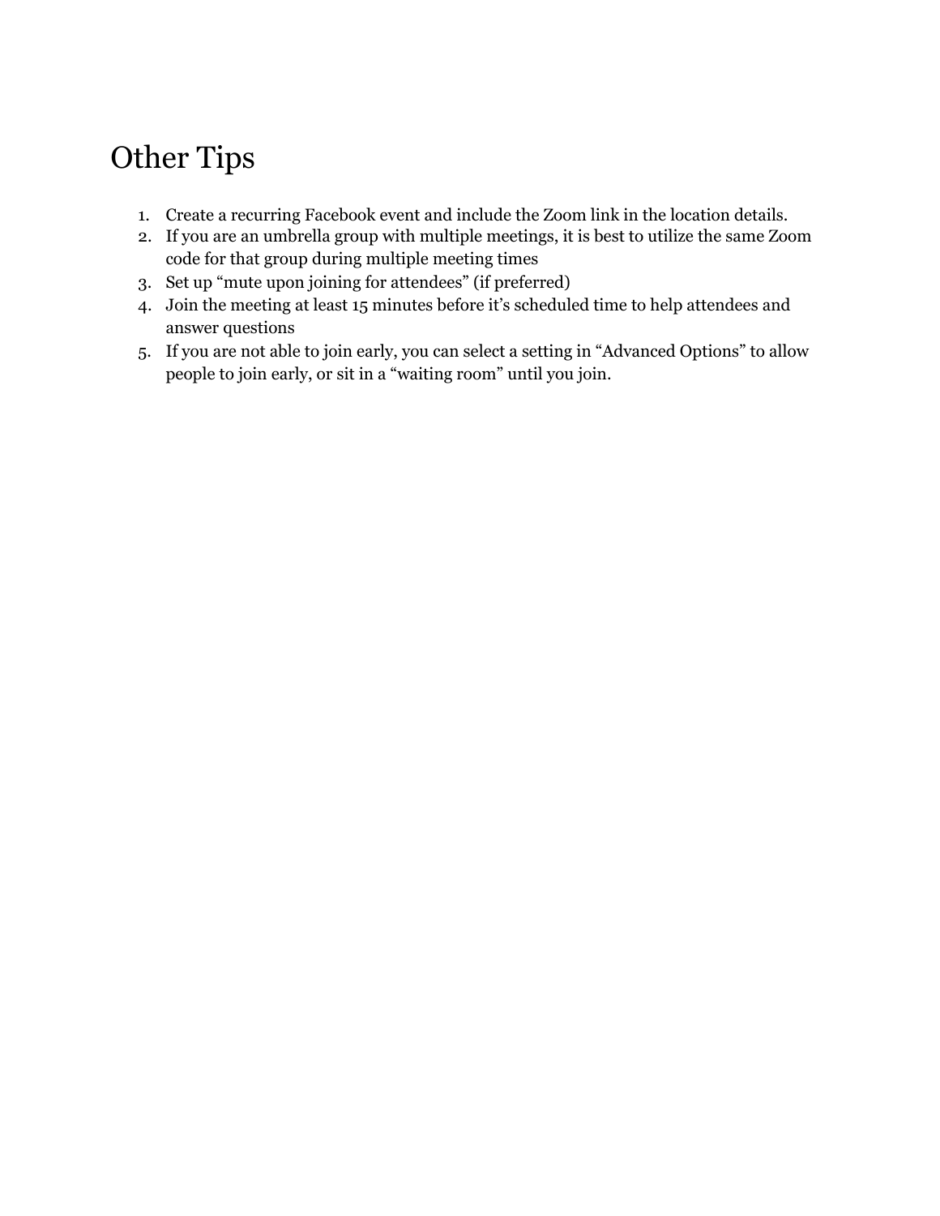# Other Tips

1. Create a recurring Facebook event and include the Zoom link in the location details.
2. If you are an umbrella group with multiple meetings, it is best to utilize the same Zoom code for that group during multiple meeting times
3. Set up “mute upon joining for attendees” (if preferred)
4. Join the meeting at least 15 minutes before it’s scheduled time to help attendees and answer questions
5. If you are not able to join early, you can select a setting in “Advanced Options” to allow people to join early, or sit in a “waiting room” until you join.